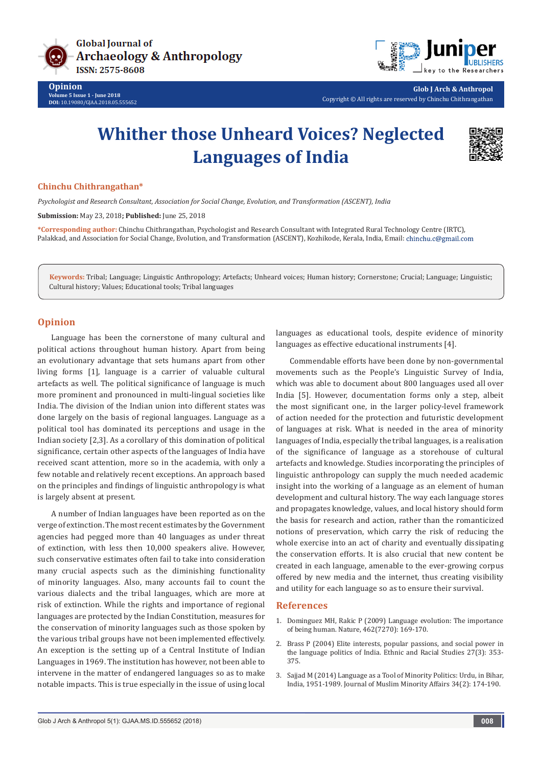# Whither those Unheard Voices? Neglected Languages of India

**Chinchu Chithrangathan***

*Psychologist and Research Consultant, Association for Social Change, Evolution, and Transformation (ASCENT), India*

**Submission:** May 23, 2018; **Published:** June 25, 2018

***Corresponding author:** Chinchu Chithrangathan, Psychologist and Research Consultant with Integrated Rural Technology Centre (IRTC), Palakkad, and Association for Social Change, Evolution, and Transformation (ASCENT), Kozhikode, Kerala, India, Email: chinchu.c@gmail.com

**Keywords:** Tribal; Language; Linguistic Anthropology; Artefacts; Unheard voices; Human history; Cornerstone; Crucial; Language; Linguistic; Cultural history; Values; Educational tools; Tribal languages

## Opinion

Language has been the cornerstone of many cultural and political actions throughout human history. Apart from being an evolutionary advantage that sets humans apart from other living forms [1], language is a carrier of valuable cultural artefacts as well. The political significance of language is much more prominent and pronounced in multi-lingual societies like India. The division of the Indian union into different states was done largely on the basis of regional languages. Language as a political tool has dominated its perceptions and usage in the Indian society [2,3]. As a corollary of this domination of political significance, certain other aspects of the languages of India have received scant attention, more so in the academia, with only a few notable and relatively recent exceptions. An approach based on the principles and findings of linguistic anthropology is what is largely absent at present.

A number of Indian languages have been reported as on the verge of extinction. The most recent estimates by the Government agencies had pegged more than 40 languages as under threat of extinction, with less then 10,000 speakers alive. However, such conservative estimates often fail to take into consideration many crucial aspects such as the diminishing functionality of minority languages. Also, many accounts fail to count the various dialects and the tribal languages, which are more at risk of extinction. While the rights and importance of regional languages are protected by the Indian Constitution, measures for the conservation of minority languages such as those spoken by the various tribal groups have not been implemented effectively. An exception is the setting up of a Central Institute of Indian Languages in 1969. The institution has however, not been able to intervene in the matter of endangered languages so as to make notable impacts. This is true especially in the issue of using local languages as educational tools, despite evidence of minority languages as effective educational instruments [4].

Commendable efforts have been done by non-governmental movements such as the People's Linguistic Survey of India, which was able to document about 800 languages used all over India [5]. However, documentation forms only a step, albeit the most significant one, in the larger policy-level framework of action needed for the protection and futuristic development of languages at risk. What is needed in the area of minority languages of India, especially the tribal languages, is a realisation of the significance of language as a storehouse of cultural artefacts and knowledge. Studies incorporating the principles of linguistic anthropology can supply the much needed academic insight into the working of a language as an element of human development and cultural history. The way each language stores and propagates knowledge, values, and local history should form the basis for research and action, rather than the romanticized notions of preservation, which carry the risk of reducing the whole exercise into an act of charity and eventually dissipating the conservation efforts. It is also crucial that new content be created in each language, amenable to the ever-growing corpus offered by new media and the internet, thus creating visibility and utility for each language so as to ensure their survival.

## References

1. Dominguez MH, Rakic P (2009) Language evolution: The importance of being human. Nature, 462(7270): 169-170.
2. Brass P (2004) Elite interests, popular passions, and social power in the language politics of India. Ethnic and Racial Studies 27(3): 353-375.
3. Sajjad M (2014) Language as a Tool of Minority Politics: Urdu, in Bihar, India, 1951-1989. Journal of Muslim Minority Affairs 34(2): 174-190.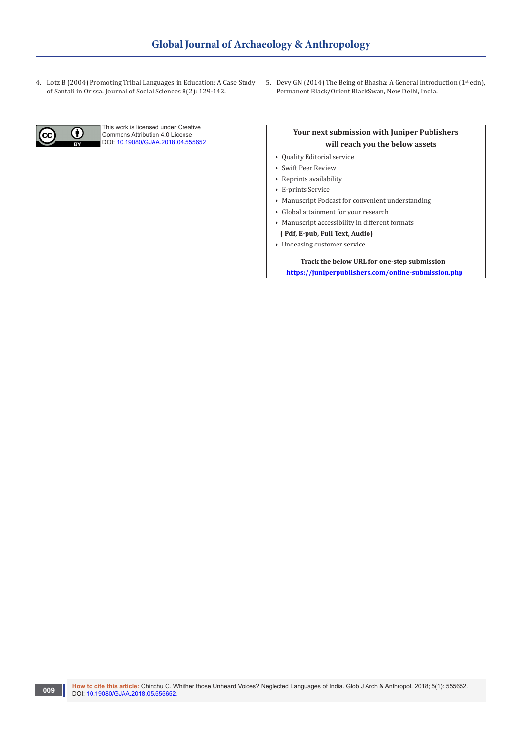4. Lotz B (2004) Promoting Tribal Languages in Education: A Case Study of Santali in Orissa. Journal of Social Sciences 8(2): 129-142.

5. Devy GN (2014) The Being of Bhasha: A General Introduction (1st edn), Permanent Black/Orient BlackSwan, New Delhi, India.

This work is licensed under Creative Commons Attribution 4.0 License
DOI: 10.19080/GJAA.2018.04.555652

**Your next submission with Juniper Publishers will reach you the below assets**

- Quality Editorial service
- Swift Peer Review
- Reprints availability
- E-prints Service
- Manuscript Podcast for convenient understanding
- Global attainment for your research
- Manuscript accessibility in different formats
  **( Pdf, E-pub, Full Text, Audio)**
- Unceasing customer service

**Track the below URL for one-step submission**
**https://juniperpublishers.com/online-submission.php**

**How to cite this article:** Chinchu C. Whither those Unheard Voices? Neglected Languages of India. Glob J Arch & Anthropol. 2018; 5(1): 555652. DOI: 10.19080/GJAA.2018.05.555652.